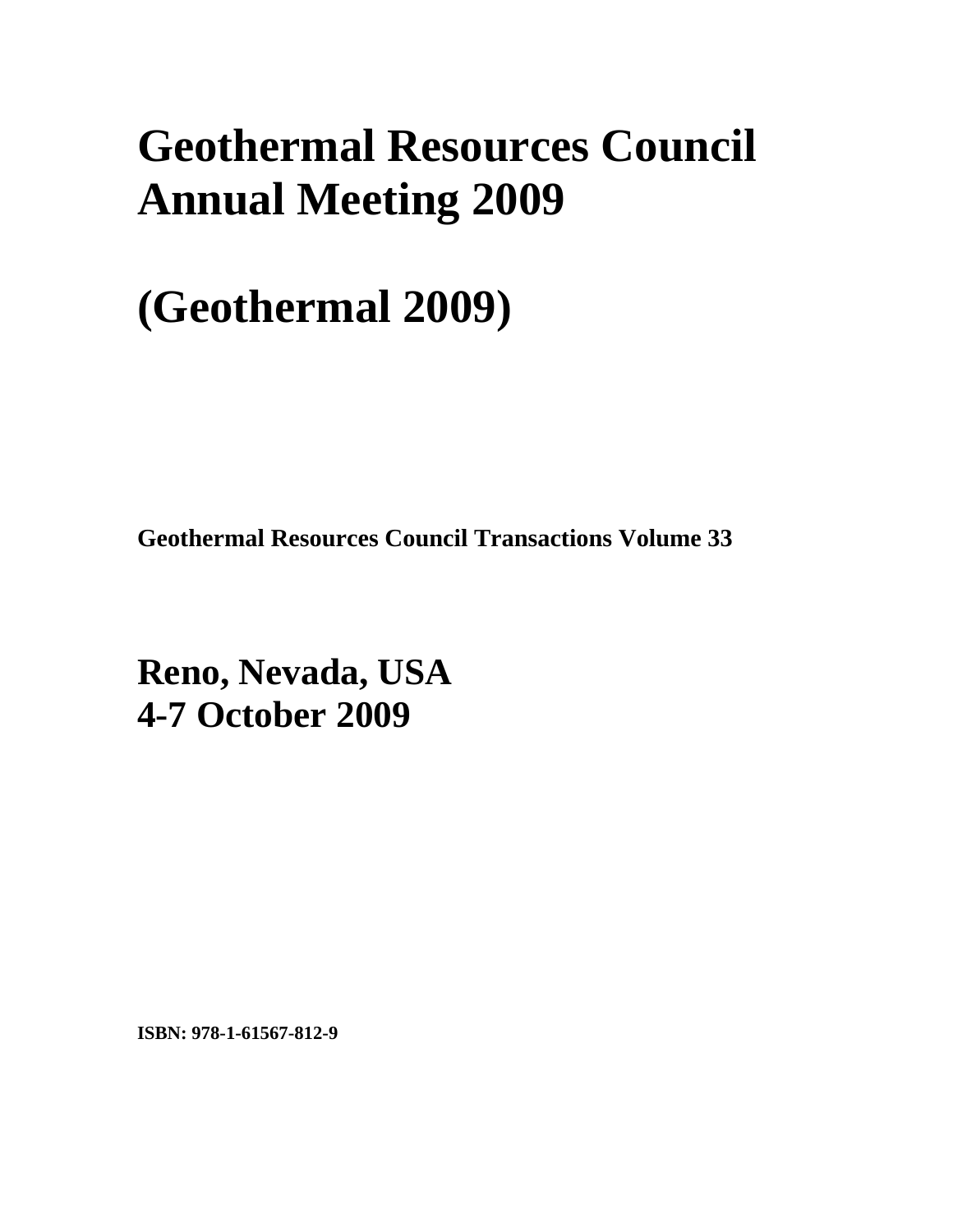# Geothermal Resources Council Annual Meeting 2009

# (Geothermal 2009)

**Geothermal Resources Council Transactions Volume 33**

## Reno, Nevada, USA
## 4-7 October 2009

**ISBN: 978-1-61567-812-9**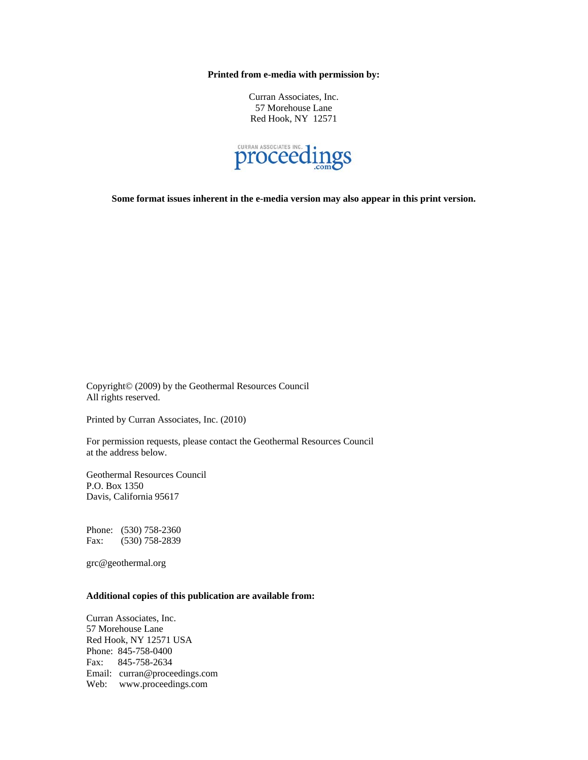**Printed from e-media with permission by:**

Curran Associates, Inc.
57 Morehouse Lane
Red Hook, NY 12571

**Some format issues inherent in the e-media version may also appear in this print version.**

Copyright© (2009) by the Geothermal Resources Council
All rights reserved.

Printed by Curran Associates, Inc. (2010)

For permission requests, please contact the Geothermal Resources Council at the address below.

Geothermal Resources Council
P.O. Box 1350
Davis, California 95617

Phone: (530) 758-2360
Fax: (530) 758-2839

grc@geothermal.org

**Additional copies of this publication are available from:**

Curran Associates, Inc.
57 Morehouse Lane
Red Hook, NY 12571 USA
Phone: 845-758-0400
Fax: 845-758-2634
Email: curran@proceedings.com
Web: www.proceedings.com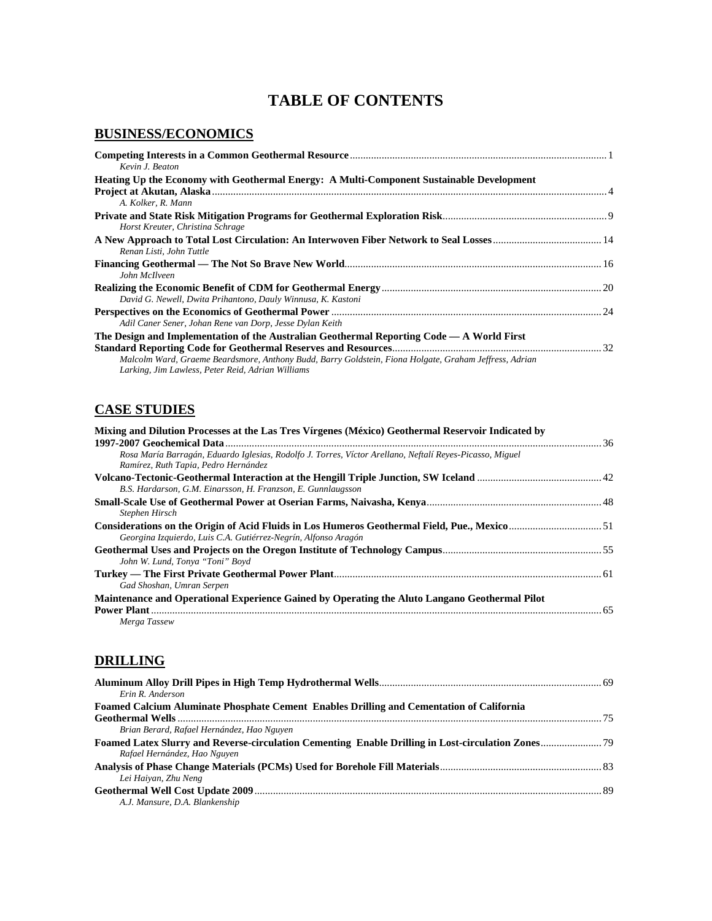# TABLE OF CONTENTS

## BUSINESS/ECONOMICS

**Competing Interests in a Common Geothermal Resource** ... 1
*Kevin J. Beaton*

**Heating Up the Economy with Geothermal Energy: A Multi-Component Sustainable Development Project at Akutan, Alaska** ... 4
*A. Kolker, R. Mann*

**Private and State Risk Mitigation Programs for Geothermal Exploration Risk** ... 9
*Horst Kreuter, Christina Schrage*

**A New Approach to Total Lost Circulation: An Interwoven Fiber Network to Seal Losses** ... 14
*Renan Listi, John Tuttle*

**Financing Geothermal — The Not So Brave New World** ... 16
*John McIlveen*

**Realizing the Economic Benefit of CDM for Geothermal Energy** ... 20
*David G. Newell, Dwita Prihantono, Dauly Winnusa, K. Kastoni*

**Perspectives on the Economics of Geothermal Power** ... 24
*Adil Caner Sener, Johan Rene van Dorp, Jesse Dylan Keith*

**The Design and Implementation of the Australian Geothermal Reporting Code — A World First Standard Reporting Code for Geothermal Reserves and Resources** ... 32
*Malcolm Ward, Graeme Beardsmore, Anthony Budd, Barry Goldstein, Fiona Holgate, Graham Jeffress, Adrian Larking, Jim Lawless, Peter Reid, Adrian Williams*

## CASE STUDIES

**Mixing and Dilution Processes at the Las Tres Vírgenes (México) Geothermal Reservoir Indicated by 1997-2007 Geochemical Data** ... 36
*Rosa María Barragán, Eduardo Iglesias, Rodolfo J. Torres, Víctor Arellano, Neftalí Reyes-Picasso, Miguel Ramírez, Ruth Tapia, Pedro Hernández*

**Volcano-Tectonic-Geothermal Interaction at the Hengill Triple Junction, SW Iceland** ... 42
*B.S. Hardarson, G.M. Einarsson, H. Franzson, E. Gunnlaugsson*

**Small-Scale Use of Geothermal Power at Oserian Farms, Naivasha, Kenya** ... 48
*Stephen Hirsch*

**Considerations on the Origin of Acid Fluids in Los Humeros Geothermal Field, Pue., Mexico** ... 51
*Georgina Izquierdo, Luis C.A. Gutiérrez-Negrín, Alfonso Aragón*

**Geothermal Uses and Projects on the Oregon Institute of Technology Campus** ... 55
*John W. Lund, Tonya "Toni" Boyd*

**Turkey — The First Private Geothermal Power Plant** ... 61
*Gad Shoshan, Umran Serpen*

**Maintenance and Operational Experience Gained by Operating the Aluto Langano Geothermal Pilot Power Plant** ... 65
*Merga Tassew*

## DRILLING

**Aluminum Alloy Drill Pipes in High Temp Hydrothermal Wells** ... 69
*Erin R. Anderson*

**Foamed Calcium Aluminate Phosphate Cement Enables Drilling and Cementation of California Geothermal Wells** ... 75
*Brian Berard, Rafael Hernández, Hao Nguyen*

**Foamed Latex Slurry and Reverse-circulation Cementing Enable Drilling in Lost-circulation Zones** ... 79
*Rafael Hernández, Hao Nguyen*

**Analysis of Phase Change Materials (PCMs) Used for Borehole Fill Materials** ... 83
*Lei Haiyan, Zhu Neng*

**Geothermal Well Cost Update 2009** ... 89
*A.J. Mansure, D.A. Blankenship*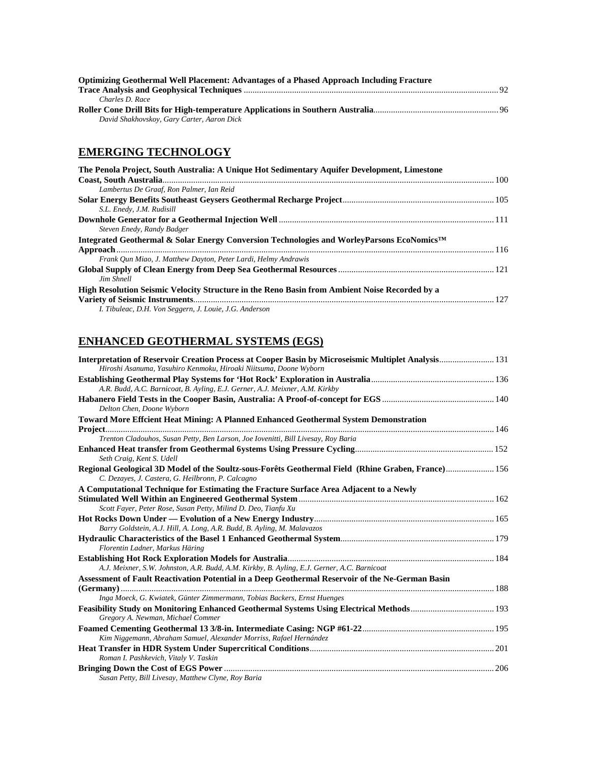**Optimizing Geothermal Well Placement: Advantages of a Phased Approach Including Fracture Trace Analysis and Geophysical Techniques** ........ 92
*Charles D. Race*

**Roller Cone Drill Bits for High-temperature Applications in Southern Australia** ........ 96
*David Shakhovskoy, Gary Carter, Aaron Dick*

## EMERGING TECHNOLOGY

**The Penola Project, South Australia: A Unique Hot Sedimentary Aquifer Development, Limestone Coast, South Australia** ........ 100
*Lambertus De Graaf, Ron Palmer, Ian Reid*

**Solar Energy Benefits Southeast Geysers Geothermal Recharge Project** ........ 105
*S.L. Enedy, J.M. Rudisill*

**Downhole Generator for a Geothermal Injection Well** ........ 111
*Steven Enedy, Randy Badger*

**Integrated Geothermal & Solar Energy Conversion Technologies and WorleyParsons EcoNomics™ Approach** ........ 116
*Frank Qun Miao, J. Matthew Dayton, Peter Lardi, Helmy Andrawis*

**Global Supply of Clean Energy from Deep Sea Geothermal Resources** ........ 121
*Jim Shnell*

**High Resolution Seismic Velocity Structure in the Reno Basin from Ambient Noise Recorded by a Variety of Seismic Instruments** ........ 127
*I. Tibuleac, D.H. Von Seggern, J. Louie, J.G. Anderson*

## ENHANCED GEOTHERMAL SYSTEMS (EGS)

**Interpretation of Reservoir Creation Process at Cooper Basin by Microseismic Multiplet Analysis** ........ 131
*Hiroshi Asanuma, Yasuhiro Kenmoku, Hiroaki Niitsuma, Doone Wyborn*

**Establishing Geothermal Play Systems for 'Hot Rock' Exploration in Australia** ........ 136
*A.R. Budd, A.C. Barnicoat, B. Ayling, E.J. Gerner, A.J. Meixner, A.M. Kirkby*

**Habanero Field Tests in the Cooper Basin, Australia: A Proof-of-concept for EGS** ........ 140
*Delton Chen, Doone Wyborn*

**Toward More Effcient Heat Mining: A Planned Enhanced Geothermal System Demonstration Project** ........ 146
*Trenton Cladouhos, Susan Petty, Ben Larson, Joe Iovenitti, Bill Livesay, Roy Baria*

**Enhanced Heat transfer from Geothermal 6ystems Using Pressure Cycling** ........ 152
*Seth Craig, Kent S. Udell*

**Regional Geological 3D Model of the Soultz-sous-Forêts Geothermal Field (Rhine Graben, France)** ........ 156
*C. Dezayes, J. Castera, G. Heilbronn, P. Calcagno*

**A Computational Technique for Estimating the Fracture Surface Area Adjacent to a Newly Stimulated Well Within an Engineered Geothermal System** ........ 162
*Scott Fayer, Peter Rose, Susan Petty, Milind D. Deo, Tianfu Xu*

**Hot Rocks Down Under — Evolution of a New Energy Industry** ........ 165
*Barry Goldstein, A.J. Hill, A. Long, A.R. Budd, B. Ayling, M. Malavazos*

**Hydraulic Characteristics of the Basel 1 Enhanced Geothermal System** ........ 179
*Florentin Ladner, Markus Häring*

**Establishing Hot Rock Exploration Models for Australia** ........ 184
*A.J. Meixner, S.W. Johnston, A.R. Budd, A.M. Kirkby, B. Ayling, E.J. Gerner, A.C. Barnicoat*

**Assessment of Fault Reactivation Potential in a Deep Geothermal Reservoir of the Ne-German Basin (Germany)** ........ 188
*Inga Moeck, G. Kwiatek, Günter Zimmermann, Tobias Backers, Ernst Huenges*

**Feasibility Study on Monitoring Enhanced Geothermal Systems Using Electrical Methods** ........ 193
*Gregory A. Newman, Michael Commer*

**Foamed Cementing Geothermal 13 3/8-in. Intermediate Casing: NGP #61-22** ........ 195
*Kim Niggemann, Abraham Samuel, Alexander Morriss, Rafael Hernández*

**Heat Transfer in HDR System Under Supercritical Conditions** ........ 201
*Roman I. Pashkevich, Vitaly V. Taskin*

**Bringing Down the Cost of EGS Power** ........ 206
*Susan Petty, Bill Livesay, Matthew Clyne, Roy Baria*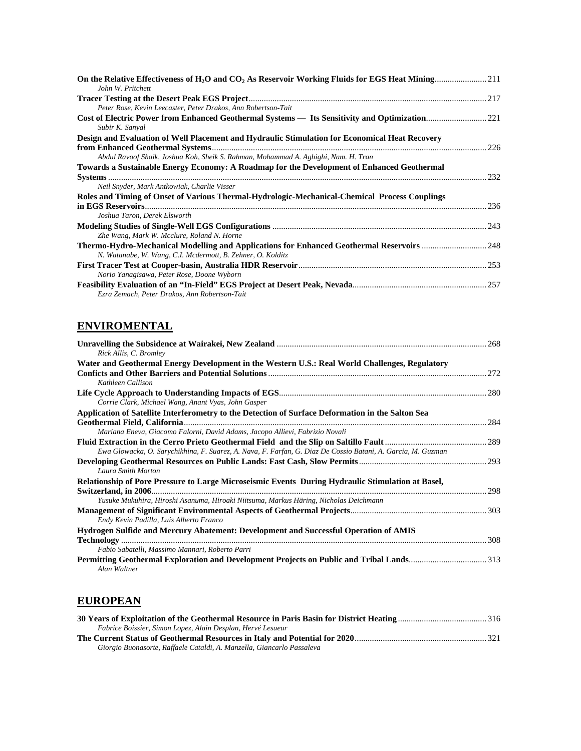**On the Relative Effectiveness of $H_2O$ and $CO_2$ As Reservoir Working Fluids for EGS Heat Mining** ........................ 211
*John W. Pritchett*

**Tracer Testing at the Desert Peak EGS Project** ........................ 217
*Peter Rose, Kevin Leecaster, Peter Drakos, Ann Robertson-Tait*

**Cost of Electric Power from Enhanced Geothermal Systems — Its Sensitivity and Optimization** ........................ 221
*Subir K. Sanyal*

**Design and Evaluation of Well Placement and Hydraulic Stimulation for Economical Heat Recovery from Enhanced Geothermal Systems** ........................ 226
*Abdul Ravoof Shaik, Joshua Koh, Sheik S. Rahman, Mohammad A. Aghighi, Nam. H. Tran*

**Towards a Sustainable Energy Economy: A Roadmap for the Development of Enhanced Geothermal Systems** ........................ 232
*Neil Snyder, Mark Antkowiak, Charlie Visser*

**Roles and Timing of Onset of Various Thermal-Hydrologic-Mechanical-Chemical Process Couplings in EGS Reservoirs** ........................ 236
*Joshua Taron, Derek Elsworth*

**Modeling Studies of Single-Well EGS Configurations** ........................ 243
*Zhe Wang, Mark W. Mcclure, Roland N. Horne*

**Thermo-Hydro-Mechanical Modelling and Applications for Enhanced Geothermal Reservoirs** ........................ 248
*N. Watanabe, W. Wang, C.I. Mcdermott, B. Zehner, O. Kolditz*

**First Tracer Test at Cooper-basin, Australia HDR Reservoir** ........................ 253
*Norio Yanagisawa, Peter Rose, Doone Wyborn*

**Feasibility Evaluation of an "In-Field" EGS Project at Desert Peak, Nevada** ........................ 257
*Ezra Zemach, Peter Drakos, Ann Robertson-Tait*

## ENVIROMENTAL

**Unravelling the Subsidence at Wairakei, New Zealand** ........................ 268
*Rick Allis, C. Bromley*

**Water and Geothermal Energy Development in the Western U.S.: Real World Challenges, Regulatory Conficts and Other Barriers and Potential Solutions** ........................ 272
*Kathleen Callison*

**Life Cycle Approach to Understanding Impacts of EGS** ........................ 280
*Corrie Clark, Michael Wang, Anant Vyas, John Gasper*

**Application of Satellite Interferometry to the Detection of Surface Deformation in the Salton Sea Geothermal Field, California** ........................ 284
*Mariana Eneva, Giacomo Falorni, David Adams, Jacopo Allievi, Fabrizio Novali*

**Fluid Extraction in the Cerro Prieto Geothermal Field and the Slip on Saltillo Fault** ........................ 289
*Ewa Glowacka, O. Sarychikhina, F. Suarez, A. Nava, F. Farfan, G. Diaz De Cossio Batani, A. Garcia, M. Guzman*

**Developing Geothermal Resources on Public Lands: Fast Cash, Slow Permits** ........................ 293
*Laura Smith Morton*

**Relationship of Pore Pressure to Large Microseismic Events During Hydraulic Stimulation at Basel, Switzerland, in 2006** ........................ 298
*Yusuke Mukuhira, Hiroshi Asanuma, Hiroaki Niitsuma, Markus Häring, Nicholas Deichmann*

**Management of Significant Environmental Aspects of Geothermal Projects** ........................ 303
*Endy Kevin Padilla, Luis Alberto Franco*

**Hydrogen Sulfide and Mercury Abatement: Development and Successful Operation of AMIS Technology** ........................ 308
*Fabio Sabatelli, Massimo Mannari, Roberto Parri*

**Permitting Geothermal Exploration and Development Projects on Public and Tribal Lands** ........................ 313
*Alan Waltner*

## EUROPEAN

**30 Years of Exploitation of the Geothermal Resource in Paris Basin for District Heating** ........................ 316
*Fabrice Boissier, Simon Lopez, Alain Desplan, Hervé Lesueur*

**The Current Status of Geothermal Resources in Italy and Potential for 2020** ........................ 321
*Giorgio Buonasorte, Raffaele Cataldi, A. Manzella, Giancarlo Passaleva*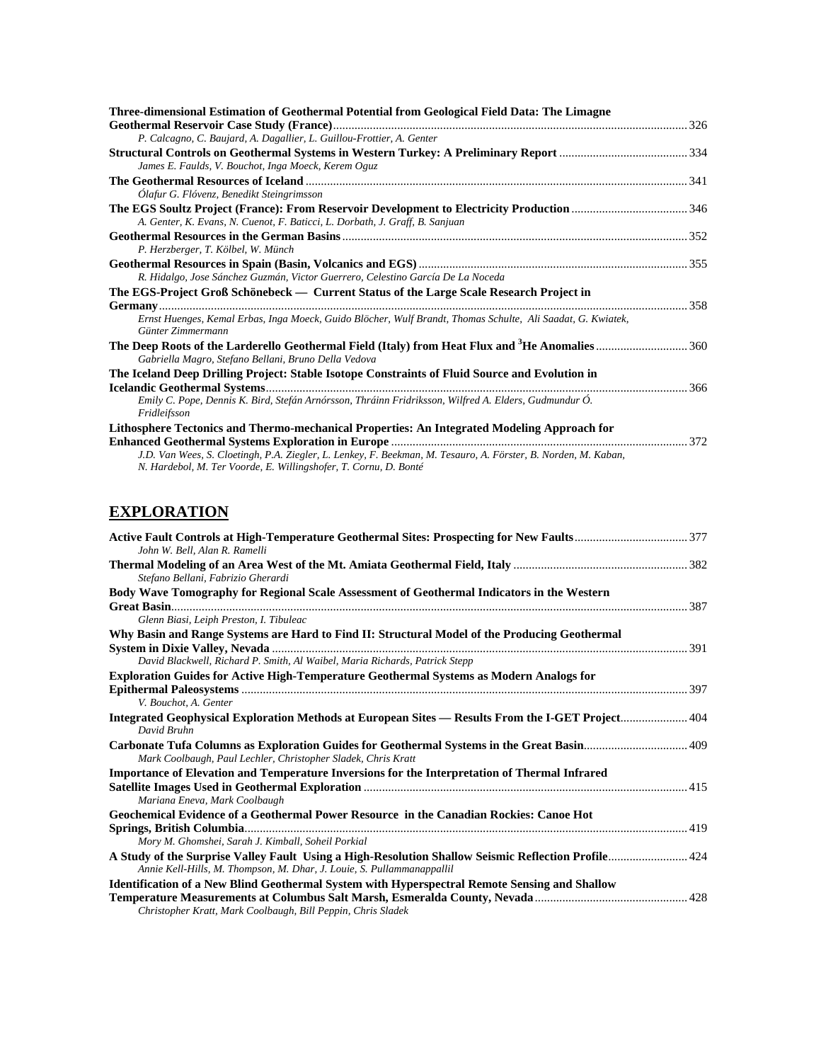**Three-dimensional Estimation of Geothermal Potential from Geological Field Data: The Limagne Geothermal Reservoir Case Study (France)** ........ 326
*P. Calcagno, C. Baujard, A. Dagallier, L. Guillou-Frottier, A. Genter*

**Structural Controls on Geothermal Systems in Western Turkey: A Preliminary Report** ........ 334
*James E. Faulds, V. Bouchot, Inga Moeck, Kerem Oguz*

**The Geothermal Resources of Iceland** ........ 341
*Ólafur G. Flóvenz, Benedikt Steingrimsson*

**The EGS Soultz Project (France): From Reservoir Development to Electricity Production** ........ 346
*A. Genter, K. Evans, N. Cuenot, F. Baticci, L. Dorbath, J. Graff, B. Sanjuan*

**Geothermal Resources in the German Basins** ........ 352
*P. Herzberger, T. Kölbel, W. Münch*

**Geothermal Resources in Spain (Basin, Volcanics and EGS)** ........ 355
*R. Hidalgo, Jose Sánchez Guzmán, Victor Guerrero, Celestino García De La Noceda*

**The EGS-Project Groß Schönebeck — Current Status of the Large Scale Research Project in Germany** ........ 358
*Ernst Huenges, Kemal Erbas, Inga Moeck, Guido Blöcher, Wulf Brandt, Thomas Schulte, Ali Saadat, G. Kwiatek, Günter Zimmermann*

**The Deep Roots of the Larderello Geothermal Field (Italy) from Heat Flux and $^{3}$He Anomalies** ........ 360
*Gabriella Magro, Stefano Bellani, Bruno Della Vedova*

**The Iceland Deep Drilling Project: Stable Isotope Constraints of Fluid Source and Evolution in Icelandic Geothermal Systems** ........ 366
*Emily C. Pope, Dennis K. Bird, Stefán Arnórsson, Thráinn Fridriksson, Wilfred A. Elders, Gudmundur Ó. Fridleifsson*

**Lithosphere Tectonics and Thermo-mechanical Properties: An Integrated Modeling Approach for Enhanced Geothermal Systems Exploration in Europe** ........ 372
*J.D. Van Wees, S. Cloetingh, P.A. Ziegler, L. Lenkey, F. Beekman, M. Tesauro, A. Förster, B. Norden, M. Kaban, N. Hardebol, M. Ter Voorde, E. Willingshofer, T. Cornu, D. Bonté*

## EXPLORATION

**Active Fault Controls at High-Temperature Geothermal Sites: Prospecting for New Faults** ........ 377
*John W. Bell, Alan R. Ramelli*

**Thermal Modeling of an Area West of the Mt. Amiata Geothermal Field, Italy** ........ 382
*Stefano Bellani, Fabrizio Gherardi*

**Body Wave Tomography for Regional Scale Assessment of Geothermal Indicators in the Western Great Basin** ........ 387
*Glenn Biasi, Leiph Preston, I. Tibuleac*

**Why Basin and Range Systems are Hard to Find II: Structural Model of the Producing Geothermal System in Dixie Valley, Nevada** ........ 391
*David Blackwell, Richard P. Smith, Al Waibel, Maria Richards, Patrick Stepp*

**Exploration Guides for Active High-Temperature Geothermal Systems as Modern Analogs for Epithermal Paleosystems** ........ 397
*V. Bouchot, A. Genter*

**Integrated Geophysical Exploration Methods at European Sites — Results From the I-GET Project** ........ 404
*David Bruhn*

**Carbonate Tufa Columns as Exploration Guides for Geothermal Systems in the Great Basin** ........ 409
*Mark Coolbaugh, Paul Lechler, Christopher Sladek, Chris Kratt*

**Importance of Elevation and Temperature Inversions for the Interpretation of Thermal Infrared Satellite Images Used in Geothermal Exploration** ........ 415
*Mariana Eneva, Mark Coolbaugh*

**Geochemical Evidence of a Geothermal Power Resource in the Canadian Rockies: Canoe Hot Springs, British Columbia** ........ 419
*Mory M. Ghomshei, Sarah J. Kimball, Soheil Porkial*

**A Study of the Surprise Valley Fault Using a High-Resolution Shallow Seismic Reflection Profile** ........ 424
*Annie Kell-Hills, M. Thompson, M. Dhar, J. Louie, S. Pullammanappallil*

**Identification of a New Blind Geothermal System with Hyperspectral Remote Sensing and Shallow Temperature Measurements at Columbus Salt Marsh, Esmeralda County, Nevada** ........ 428
*Christopher Kratt, Mark Coolbaugh, Bill Peppin, Chris Sladek*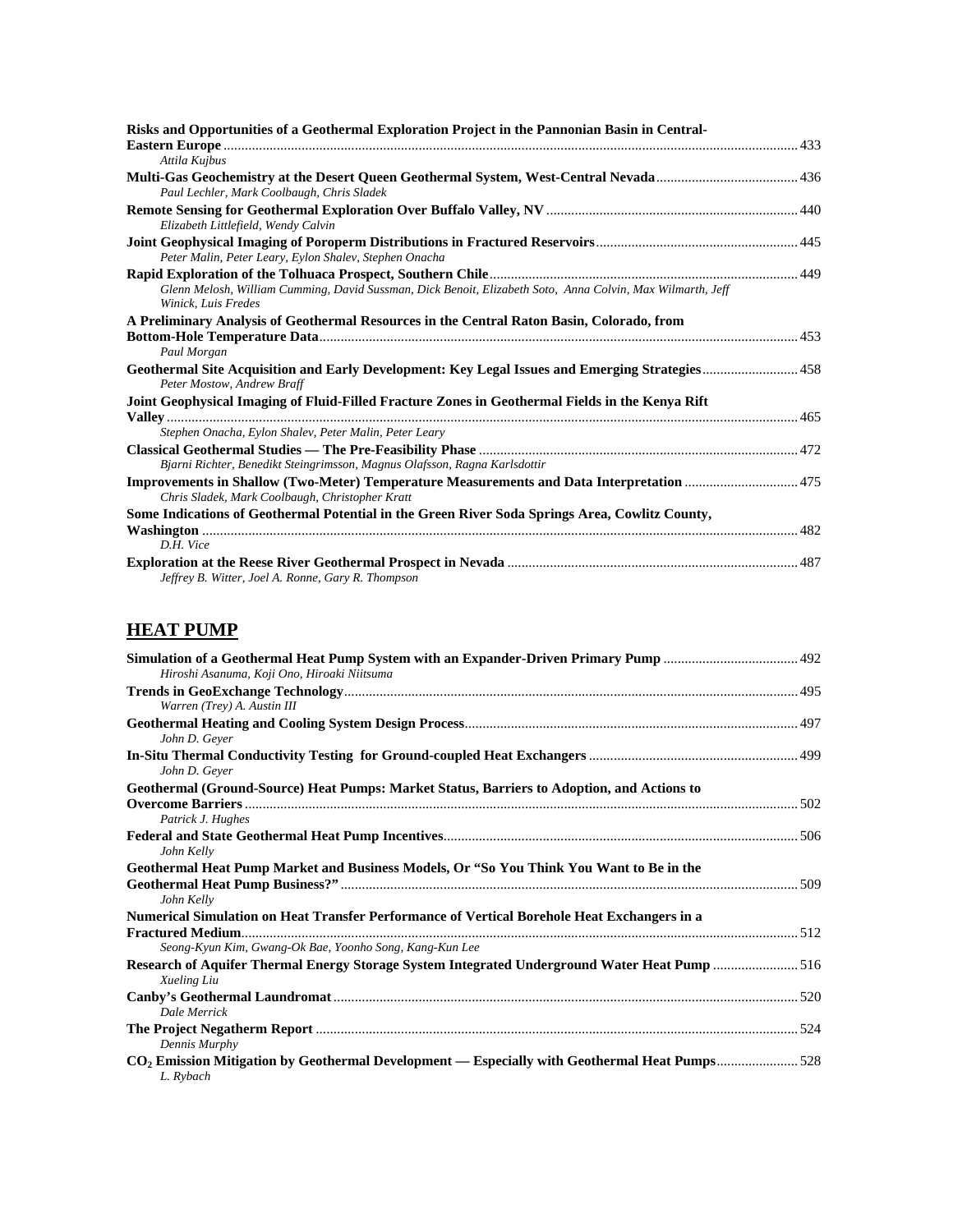**Risks and Opportunities of a Geothermal Exploration Project in the Pannonian Basin in Central-Eastern Europe** ........ 433
*Attila Kujbus*

**Multi-Gas Geochemistry at the Desert Queen Geothermal System, West-Central Nevada** ........ 436
*Paul Lechler, Mark Coolbaugh, Chris Sladek*

**Remote Sensing for Geothermal Exploration Over Buffalo Valley, NV** ........ 440
*Elizabeth Littlefield, Wendy Calvin*

**Joint Geophysical Imaging of Poroperm Distributions in Fractured Reservoirs** ........ 445
*Peter Malin, Peter Leary, Eylon Shalev, Stephen Onacha*

**Rapid Exploration of the Tolhuaca Prospect, Southern Chile** ........ 449
*Glenn Melosh, William Cumming, David Sussman, Dick Benoit, Elizabeth Soto, Anna Colvin, Max Wilmarth, Jeff Winick, Luis Fredes*

**A Preliminary Analysis of Geothermal Resources in the Central Raton Basin, Colorado, from Bottom-Hole Temperature Data** ........ 453
*Paul Morgan*

**Geothermal Site Acquisition and Early Development: Key Legal Issues and Emerging Strategies** ........ 458
*Peter Mostow, Andrew Braff*

**Joint Geophysical Imaging of Fluid-Filled Fracture Zones in Geothermal Fields in the Kenya Rift Valley** ........ 465
*Stephen Onacha, Eylon Shalev, Peter Malin, Peter Leary*

**Classical Geothermal Studies — The Pre-Feasibility Phase** ........ 472
*Bjarni Richter, Benedikt Steingrimsson, Magnus Olafsson, Ragna Karlsdottir*

**Improvements in Shallow (Two-Meter) Temperature Measurements and Data Interpretation** ........ 475
*Chris Sladek, Mark Coolbaugh, Christopher Kratt*

**Some Indications of Geothermal Potential in the Green River Soda Springs Area, Cowlitz County, Washington** ........ 482
*D.H. Vice*

**Exploration at the Reese River Geothermal Prospect in Nevada** ........ 487
*Jeffrey B. Witter, Joel A. Ronne, Gary R. Thompson*

## HEAT PUMP

**Simulation of a Geothermal Heat Pump System with an Expander-Driven Primary Pump** ........ 492
*Hiroshi Asanuma, Koji Ono, Hiroaki Niitsuma*

**Trends in GeoExchange Technology** ........ 495
*Warren (Trey) A. Austin III*

**Geothermal Heating and Cooling System Design Process** ........ 497
*John D. Geyer*

**In-Situ Thermal Conductivity Testing for Ground-coupled Heat Exchangers** ........ 499
*John D. Geyer*

**Geothermal (Ground-Source) Heat Pumps: Market Status, Barriers to Adoption, and Actions to Overcome Barriers** ........ 502
*Patrick J. Hughes*

**Federal and State Geothermal Heat Pump Incentives** ........ 506
*John Kelly*

**Geothermal Heat Pump Market and Business Models, Or "So You Think You Want to Be in the Geothermal Heat Pump Business?"** ........ 509
*John Kelly*

**Numerical Simulation on Heat Transfer Performance of Vertical Borehole Heat Exchangers in a Fractured Medium** ........ 512
*Seong-Kyun Kim, Gwang-Ok Bae, Yoonho Song, Kang-Kun Lee*

**Research of Aquifer Thermal Energy Storage System Integrated Underground Water Heat Pump** ........ 516
*Xueling Liu*

**Canby's Geothermal Laundromat** ........ 520
*Dale Merrick*

**The Project Negatherm Report** ........ 524
*Dennis Murphy*

**$CO_2$ Emission Mitigation by Geothermal Development — Especially with Geothermal Heat Pumps** ........ 528
*L. Rybach*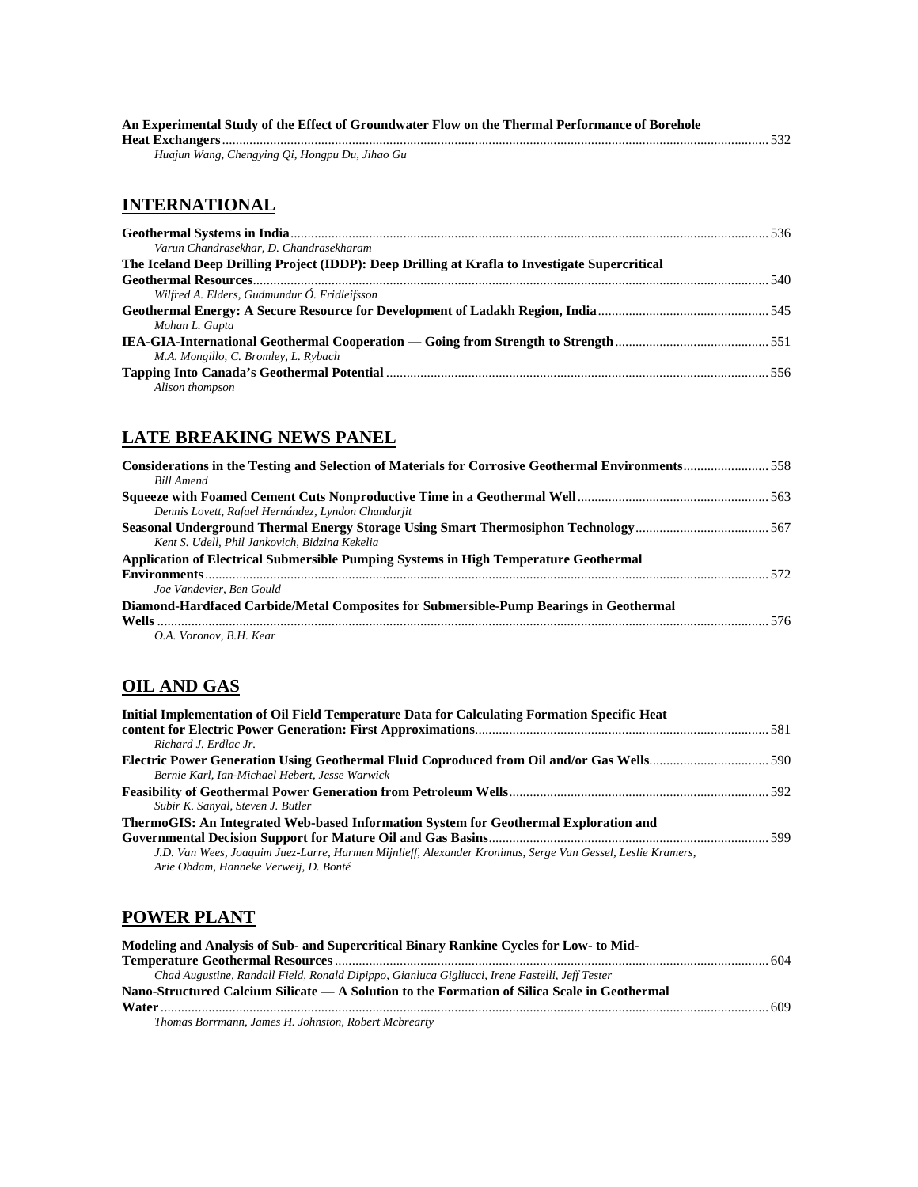**An Experimental Study of the Effect of Groundwater Flow on the Thermal Performance of Borehole Heat Exchangers** ........ 532
*Huajun Wang, Chengying Qi, Hongpu Du, Jihao Gu*

## INTERNATIONAL

**Geothermal Systems in India** ........ 536
*Varun Chandrasekhar, D. Chandrasekharam*

**The Iceland Deep Drilling Project (IDDP): Deep Drilling at Krafla to Investigate Supercritical Geothermal Resources** ........ 540
*Wilfred A. Elders, Gudmundur Ó. Fridleifsson*

**Geothermal Energy: A Secure Resource for Development of Ladakh Region, India** ........ 545
*Mohan L. Gupta*

**IEA-GIA-International Geothermal Cooperation — Going from Strength to Strength** ........ 551
*M.A. Mongillo, C. Bromley, L. Rybach*

**Tapping Into Canada's Geothermal Potential** ........ 556
*Alison thompson*

## LATE BREAKING NEWS PANEL

**Considerations in the Testing and Selection of Materials for Corrosive Geothermal Environments** ........ 558
*Bill Amend*

**Squeeze with Foamed Cement Cuts Nonproductive Time in a Geothermal Well** ........ 563
*Dennis Lovett, Rafael Hernández, Lyndon Chandarjit*

**Seasonal Underground Thermal Energy Storage Using Smart Thermosiphon Technology** ........ 567
*Kent S. Udell, Phil Jankovich, Bidzina Kekelia*

**Application of Electrical Submersible Pumping Systems in High Temperature Geothermal Environments** ........ 572
*Joe Vandevier, Ben Gould*

**Diamond-Hardfaced Carbide/Metal Composites for Submersible-Pump Bearings in Geothermal Wells** ........ 576
*O.A. Voronov, B.H. Kear*

## OIL AND GAS

**Initial Implementation of Oil Field Temperature Data for Calculating Formation Specific Heat content for Electric Power Generation: First Approximations** ........ 581
*Richard J. Erdlac Jr.*

**Electric Power Generation Using Geothermal Fluid Coproduced from Oil and/or Gas Wells** ........ 590
*Bernie Karl, Ian-Michael Hebert, Jesse Warwick*

**Feasibility of Geothermal Power Generation from Petroleum Wells** ........ 592
*Subir K. Sanyal, Steven J. Butler*

**ThermoGIS: An Integrated Web-based Information System for Geothermal Exploration and Governmental Decision Support for Mature Oil and Gas Basins** ........ 599
*J.D. Van Wees, Joaquim Juez-Larre, Harmen Mijnlieff, Alexander Kronimus, Serge Van Gessel, Leslie Kramers, Arie Obdam, Hanneke Verweij, D. Bonté*

## POWER PLANT

**Modeling and Analysis of Sub- and Supercritical Binary Rankine Cycles for Low- to Mid-Temperature Geothermal Resources** ........ 604
*Chad Augustine, Randall Field, Ronald Dipippo, Gianluca Gigliucci, Irene Fastelli, Jeff Tester*

**Nano-Structured Calcium Silicate — A Solution to the Formation of Silica Scale in Geothermal Water** ........ 609
*Thomas Borrmann, James H. Johnston, Robert Mcbrearty*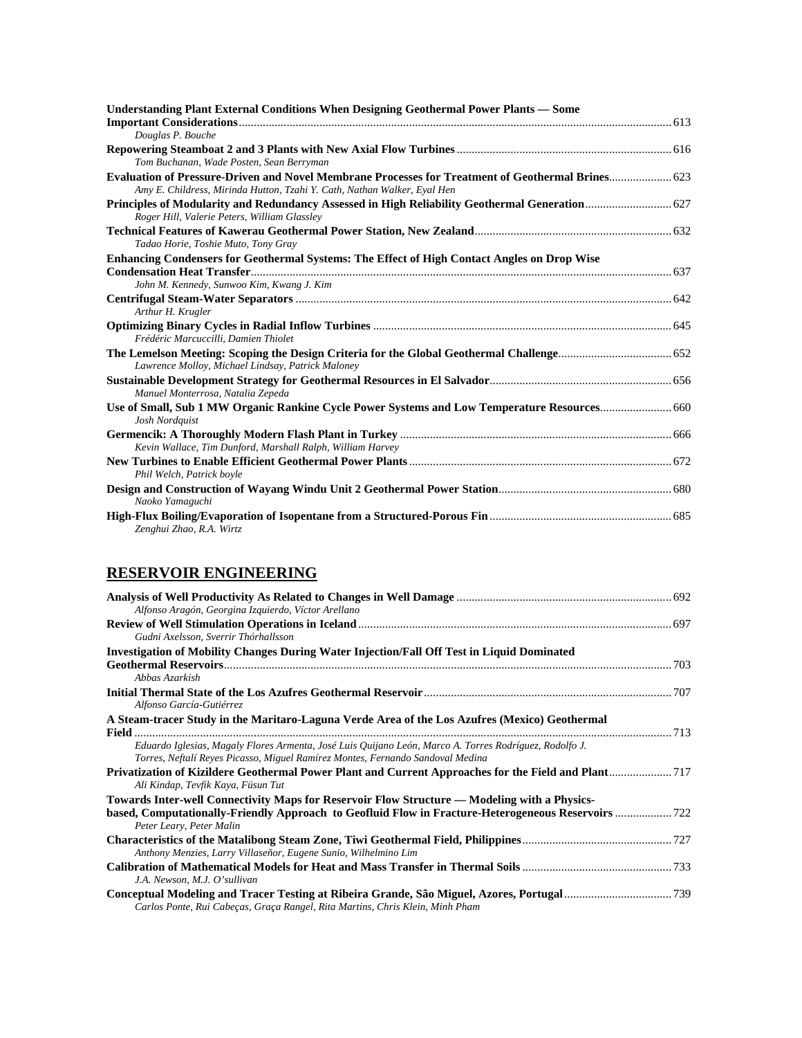**Understanding Plant External Conditions When Designing Geothermal Power Plants — Some Important Considerations** ........ 613
*Douglas P. Bouche*

**Repowering Steamboat 2 and 3 Plants with New Axial Flow Turbines** ........ 616
*Tom Buchanan, Wade Posten, Sean Berryman*

**Evaluation of Pressure-Driven and Novel Membrane Processes for Treatment of Geothermal Brines** ........ 623
*Amy E. Childress, Mirinda Hutton, Tzahi Y. Cath, Nathan Walker, Eyal Hen*

**Principles of Modularity and Redundancy Assessed in High Reliability Geothermal Generation** ........ 627
*Roger Hill, Valerie Peters, William Glassley*

**Technical Features of Kawerau Geothermal Power Station, New Zealand** ........ 632
*Tadao Horie, Toshie Muto, Tony Gray*

**Enhancing Condensers for Geothermal Systems: The Effect of High Contact Angles on Drop Wise Condensation Heat Transfer** ........ 637
*John M. Kennedy, Sunwoo Kim, Kwang J. Kim*

**Centrifugal Steam-Water Separators** ........ 642
*Arthur H. Krugler*

**Optimizing Binary Cycles in Radial Inflow Turbines** ........ 645
*Frédéric Marcuccilli, Damien Thiolet*

**The Lemelson Meeting: Scoping the Design Criteria for the Global Geothermal Challenge** ........ 652
*Lawrence Molloy, Michael Lindsay, Patrick Maloney*

**Sustainable Development Strategy for Geothermal Resources in El Salvador** ........ 656
*Manuel Monterrosa, Natalia Zepeda*

**Use of Small, Sub 1 MW Organic Rankine Cycle Power Systems and Low Temperature Resources** ........ 660
*Josh Nordquist*

**Germencik: A Thoroughly Modern Flash Plant in Turkey** ........ 666
*Kevin Wallace, Tim Dunford, Marshall Ralph, William Harvey*

**New Turbines to Enable Efficient Geothermal Power Plants** ........ 672
*Phil Welch, Patrick boyle*

**Design and Construction of Wayang Windu Unit 2 Geothermal Power Station** ........ 680
*Naoko Yamaguchi*

**High-Flux Boiling/Evaporation of Isopentane from a Structured-Porous Fin** ........ 685
*Zenghui Zhao, R.A. Wirtz*

## RESERVOIR ENGINEERING

**Analysis of Well Productivity As Related to Changes in Well Damage** ........ 692
*Alfonso Aragón, Georgina Izquierdo, Víctor Arellano*

**Review of Well Stimulation Operations in Iceland** ........ 697
*Gudni Axelsson, Sverrir Thórhallsson*

**Investigation of Mobility Changes During Water Injection/Fall Off Test in Liquid Dominated Geothermal Reservoirs** ........ 703
*Abbas Azarkish*

**Initial Thermal State of the Los Azufres Geothermal Reservoir** ........ 707
*Alfonso García-Gutiérrez*

**A Steam-tracer Study in the Maritaro-Laguna Verde Area of the Los Azufres (Mexico) Geothermal Field** ........ 713
*Eduardo Iglesias, Magaly Flores Armenta, José Luis Quijano León, Marco A. Torres Rodríguez, Rodolfo J. Torres, Neftalí Reyes Picasso, Miguel Ramírez Montes, Fernando Sandoval Medina*

**Privatization of Kizildere Geothermal Power Plant and Current Approaches for the Field and Plant** ........ 717
*Ali Kindap, Tevfik Kaya, Füsun Tut*

**Towards Inter-well Connectivity Maps for Reservoir Flow Structure — Modeling with a Physics-based, Computationally-Friendly Approach to Geofluid Flow in Fracture-Heterogeneous Reservoirs** ........ 722
*Peter Leary, Peter Malin*

**Characteristics of the Matalibong Steam Zone, Tiwi Geothermal Field, Philippines** ........ 727
*Anthony Menzies, Larry Villaseñor, Eugene Sunio, Wilhelmino Lim*

**Calibration of Mathematical Models for Heat and Mass Transfer in Thermal Soils** ........ 733
*J.A. Newson, M.J. O'sullivan*

**Conceptual Modeling and Tracer Testing at Ribeira Grande, São Miguel, Azores, Portugal** ........ 739
*Carlos Ponte, Rui Cabeças, Graça Rangel, Rita Martins, Chris Klein, Minh Pham*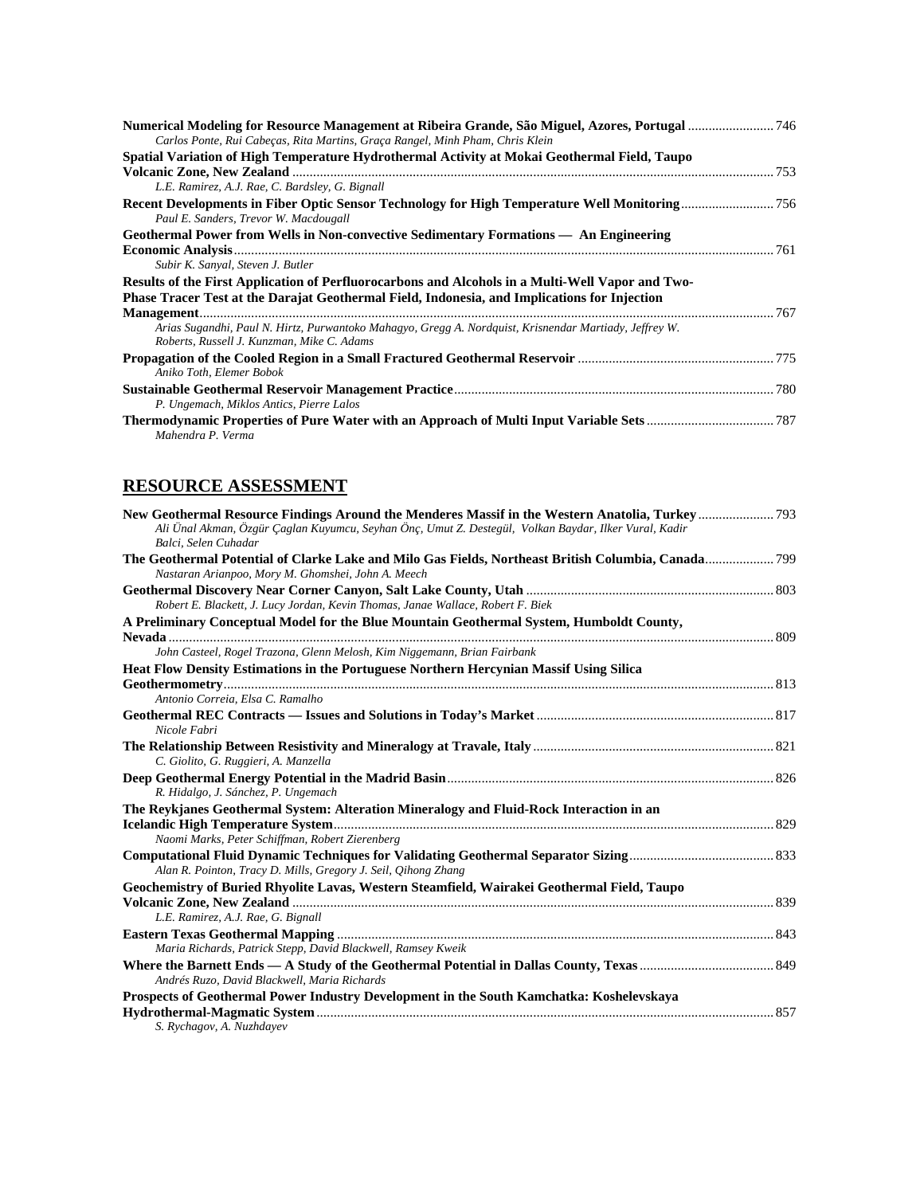**Numerical Modeling for Resource Management at Ribeira Grande, São Miguel, Azores, Portugal** ......................... 746
*Carlos Ponte, Rui Cabeças, Rita Martins, Graça Rangel, Minh Pham, Chris Klein*

**Spatial Variation of High Temperature Hydrothermal Activity at Mokai Geothermal Field, Taupo Volcanic Zone, New Zealand** ......................... 753
*L.E. Ramirez, A.J. Rae, C. Bardsley, G. Bignall*

**Recent Developments in Fiber Optic Sensor Technology for High Temperature Well Monitoring** ......................... 756
*Paul E. Sanders, Trevor W. Macdougall*

**Geothermal Power from Wells in Non-convective Sedimentary Formations — An Engineering Economic Analysis** ......................... 761
*Subir K. Sanyal, Steven J. Butler*

**Results of the First Application of Perfluorocarbons and Alcohols in a Multi-Well Vapor and Two-Phase Tracer Test at the Darajat Geothermal Field, Indonesia, and Implications for Injection Management** ......................... 767
*Arias Sugandhi, Paul N. Hirtz, Purwantoko Mahagyo, Gregg A. Nordquist, Krisnendar Martiady, Jeffrey W. Roberts, Russell J. Kunzman, Mike C. Adams*

**Propagation of the Cooled Region in a Small Fractured Geothermal Reservoir** ......................... 775
*Aniko Toth, Elemer Bobok*

**Sustainable Geothermal Reservoir Management Practice** ......................... 780
*P. Ungemach, Miklos Antics, Pierre Lalos*

**Thermodynamic Properties of Pure Water with an Approach of Multi Input Variable Sets** ......................... 787
*Mahendra P. Verma*

## RESOURCE ASSESSMENT

**New Geothermal Resource Findings Around the Menderes Massif in the Western Anatolia, Turkey** ......................... 793
*Ali Ünal Akman, Özgür Çaglan Kuyumcu, Seyhan Önç, Umut Z. Destegül, Volkan Baydar, Ilker Vural, Kadir Balci, Selen Cuhadar*

**The Geothermal Potential of Clarke Lake and Milo Gas Fields, Northeast British Columbia, Canada** ......................... 799
*Nastaran Arianpoo, Mory M. Ghomshei, John A. Meech*

**Geothermal Discovery Near Corner Canyon, Salt Lake County, Utah** ......................... 803
*Robert E. Blackett, J. Lucy Jordan, Kevin Thomas, Janae Wallace, Robert F. Biek*

**A Preliminary Conceptual Model for the Blue Mountain Geothermal System, Humboldt County, Nevada** ......................... 809
*John Casteel, Rogel Trazona, Glenn Melosh, Kim Niggemann, Brian Fairbank*

**Heat Flow Density Estimations in the Portuguese Northern Hercynian Massif Using Silica Geothermometry** ......................... 813
*Antonio Correia, Elsa C. Ramalho*

**Geothermal REC Contracts — Issues and Solutions in Today's Market** ......................... 817
*Nicole Fabri*

**The Relationship Between Resistivity and Mineralogy at Travale, Italy** ......................... 821
*C. Giolito, G. Ruggieri, A. Manzella*

**Deep Geothermal Energy Potential in the Madrid Basin** ......................... 826
*R. Hidalgo, J. Sánchez, P. Ungemach*

**The Reykjanes Geothermal System: Alteration Mineralogy and Fluid-Rock Interaction in an Icelandic High Temperature System** ......................... 829
*Naomi Marks, Peter Schiffman, Robert Zierenberg*

**Computational Fluid Dynamic Techniques for Validating Geothermal Separator Sizing** ......................... 833
*Alan R. Pointon, Tracy D. Mills, Gregory J. Seil, Qihong Zhang*

**Geochemistry of Buried Rhyolite Lavas, Western Steamfield, Wairakei Geothermal Field, Taupo Volcanic Zone, New Zealand** ......................... 839
*L.E. Ramirez, A.J. Rae, G. Bignall*

**Eastern Texas Geothermal Mapping** ......................... 843
*Maria Richards, Patrick Stepp, David Blackwell, Ramsey Kweik*

**Where the Barnett Ends — A Study of the Geothermal Potential in Dallas County, Texas** ......................... 849
*Andrés Ruzo, David Blackwell, Maria Richards*

**Prospects of Geothermal Power Industry Development in the South Kamchatka: Koshelevskaya Hydrothermal-Magmatic System** ......................... 857
*S. Rychagov, A. Nuzhdayev*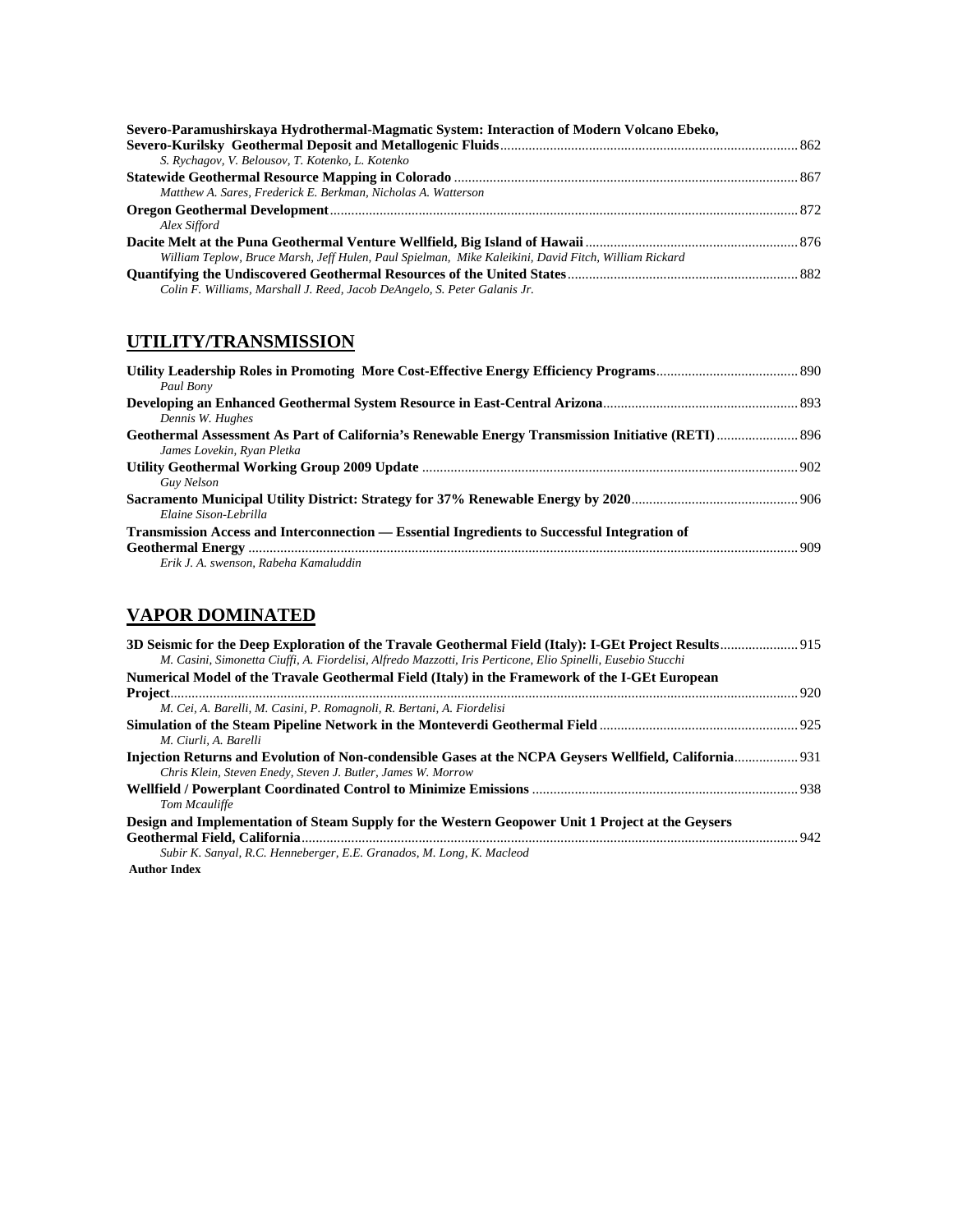**Severo-Paramushirskaya Hydrothermal-Magmatic System: Interaction of Modern Volcano Ebeko, Severo-Kurilsky Geothermal Deposit and Metallogenic Fluids** ........ 862
*S. Rychagov, V. Belousov, T. Kotenko, L. Kotenko*

**Statewide Geothermal Resource Mapping in Colorado** ........ 867
*Matthew A. Sares, Frederick E. Berkman, Nicholas A. Watterson*

**Oregon Geothermal Development** ........ 872
*Alex Sifford*

**Dacite Melt at the Puna Geothermal Venture Wellfield, Big Island of Hawaii** ........ 876
*William Teplow, Bruce Marsh, Jeff Hulen, Paul Spielman, Mike Kaleikini, David Fitch, William Rickard*

**Quantifying the Undiscovered Geothermal Resources of the United States** ........ 882
*Colin F. Williams, Marshall J. Reed, Jacob DeAngelo, S. Peter Galanis Jr.*

## UTILITY/TRANSMISSION

**Utility Leadership Roles in Promoting More Cost-Effective Energy Efficiency Programs** ........ 890
*Paul Bony*

**Developing an Enhanced Geothermal System Resource in East-Central Arizona** ........ 893
*Dennis W. Hughes*

**Geothermal Assessment As Part of California's Renewable Energy Transmission Initiative (RETI)** ........ 896
*James Lovekin, Ryan Pletka*

**Utility Geothermal Working Group 2009 Update** ........ 902
*Guy Nelson*

**Sacramento Municipal Utility District: Strategy for 37% Renewable Energy by 2020** ........ 906
*Elaine Sison-Lebrilla*

**Transmission Access and Interconnection — Essential Ingredients to Successful Integration of Geothermal Energy** ........ 909
*Erik J. A. swenson, Rabeha Kamaluddin*

## VAPOR DOMINATED

**3D Seismic for the Deep Exploration of the Travale Geothermal Field (Italy): I-GEt Project Results** ........ 915
*M. Casini, Simonetta Ciuffi, A. Fiordelisi, Alfredo Mazzotti, Iris Perticone, Elio Spinelli, Eusebio Stucchi*

**Numerical Model of the Travale Geothermal Field (Italy) in the Framework of the I-GEt European Project** ........ 920
*M. Cei, A. Barelli, M. Casini, P. Romagnoli, R. Bertani, A. Fiordelisi*

**Simulation of the Steam Pipeline Network in the Monteverdi Geothermal Field** ........ 925
*M. Ciurli, A. Barelli*

**Injection Returns and Evolution of Non-condensible Gases at the NCPA Geysers Wellfield, California** ........ 931
*Chris Klein, Steven Enedy, Steven J. Butler, James W. Morrow*

**Wellfield / Powerplant Coordinated Control to Minimize Emissions** ........ 938
*Tom Mcauliffe*

**Design and Implementation of Steam Supply for the Western Geopower Unit 1 Project at the Geysers Geothermal Field, California** ........ 942
*Subir K. Sanyal, R.C. Henneberger, E.E. Granados, M. Long, K. Macleod*

**Author Index**